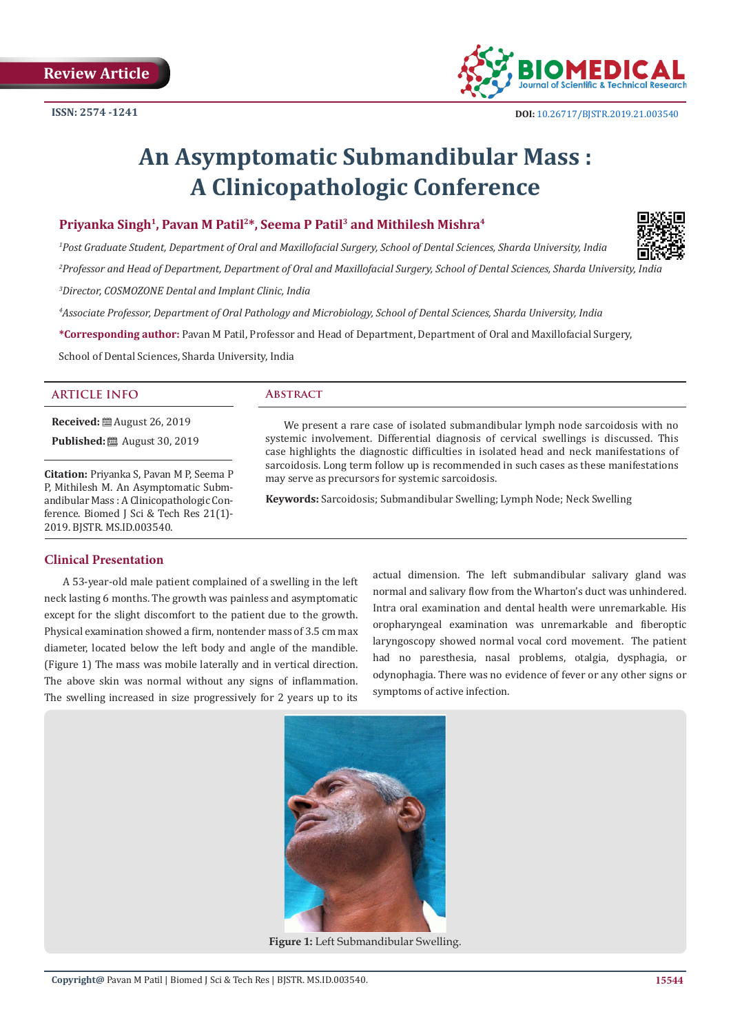Review Article

ISSN: 2574 -1241

DOI: 10.26717/BJSTR.2019.21.003540

# An Asymptomatic Submandibular Mass : A Clinicopathologic Conference

**Priyanka Singh[1], Pavan M Patil[2]\*, Seema P Patil[3] and Mithilesh Mishra[4]**

*[1]Post Graduate Student, Department of Oral and Maxillofacial Surgery, School of Dental Sciences, Sharda University, India*

*[2]Professor and Head of Department, Department of Oral and Maxillofacial Surgery, School of Dental Sciences, Sharda University, India*

*[3]Director, COSMOZONE Dental and Implant Clinic, India*

*[4]Associate Professor, Department of Oral Pathology and Microbiology, School of Dental Sciences, Sharda University, India*

**\*Corresponding author:** Pavan M Patil, Professor and Head of Department, Department of Oral and Maxillofacial Surgery, School of Dental Sciences, Sharda University, India

## ARTICLE INFO

**Received:** August 26, 2019

**Published:** August 30, 2019

**Citation:** Priyanka S, Pavan M P, Seema P P, Mithilesh M. An Asymptomatic Submandibular Mass : A Clinicopathologic Conference. Biomed J Sci & Tech Res 21(1)-2019. BJSTR. MS.ID.003540.

## Abstract

We present a rare case of isolated submandibular lymph node sarcoidosis with no systemic involvement. Differential diagnosis of cervical swellings is discussed. This case highlights the diagnostic difficulties in isolated head and neck manifestations of sarcoidosis. Long term follow up is recommended in such cases as these manifestations may serve as precursors for systemic sarcoidosis.

**Keywords:** Sarcoidosis; Submandibular Swelling; Lymph Node; Neck Swelling

## Clinical Presentation

A 53-year-old male patient complained of a swelling in the left neck lasting 6 months. The growth was painless and asymptomatic except for the slight discomfort to the patient due to the growth. Physical examination showed a firm, nontender mass of 3.5 cm max diameter, located below the left body and angle of the mandible. (Figure 1) The mass was mobile laterally and in vertical direction. The above skin was normal without any signs of inflammation. The swelling increased in size progressively for 2 years up to its actual dimension. The left submandibular salivary gland was normal and salivary flow from the Wharton's duct was unhindered. Intra oral examination and dental health were unremarkable. His oropharyngeal examination was unremarkable and fiberoptic laryngoscopy showed normal vocal cord movement. The patient had no paresthesia, nasal problems, otalgia, dysphagia, or odynophagia. There was no evidence of fever or any other signs or symptoms of active infection.

**Figure 1:** Left Submandibular Swelling.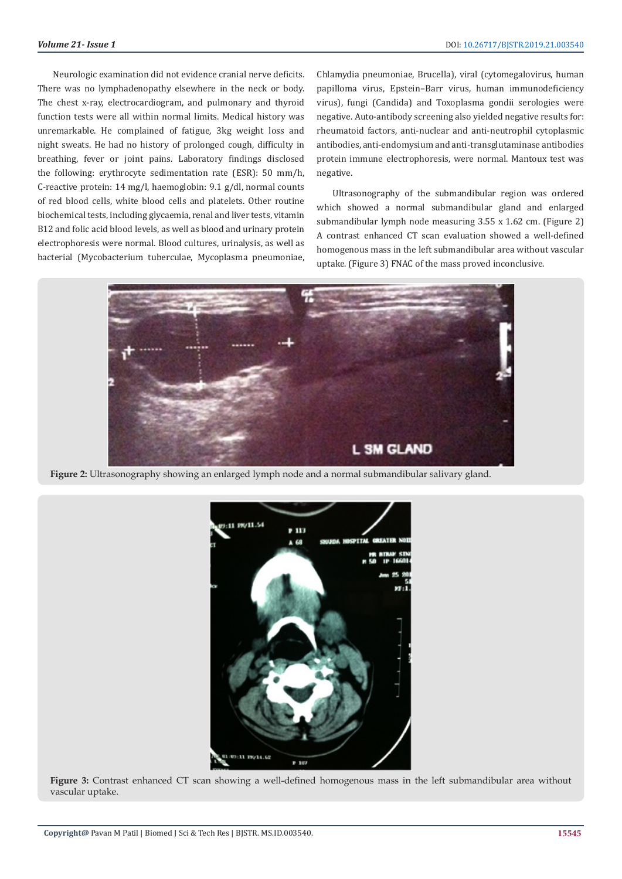Neurologic examination did not evidence cranial nerve deficits. There was no lymphadenopathy elsewhere in the neck or body. The chest x-ray, electrocardiogram, and pulmonary and thyroid function tests were all within normal limits. Medical history was unremarkable. He complained of fatigue, 3kg weight loss and night sweats. He had no history of prolonged cough, difficulty in breathing, fever or joint pains. Laboratory findings disclosed the following: erythrocyte sedimentation rate (ESR): 50 mm/h, C-reactive protein: 14 mg/l, haemoglobin: 9.1 g/dl, normal counts of red blood cells, white blood cells and platelets. Other routine biochemical tests, including glycaemia, renal and liver tests, vitamin B12 and folic acid blood levels, as well as blood and urinary protein electrophoresis were normal. Blood cultures, urinalysis, as well as bacterial (Mycobacterium tuberculae, Mycoplasma pneumoniae, Chlamydia pneumoniae, Brucella), viral (cytomegalovirus, human papilloma virus, Epstein–Barr virus, human immunodeficiency virus), fungi (Candida) and Toxoplasma gondii serologies were negative. Auto-antibody screening also yielded negative results for: rheumatoid factors, anti-nuclear and anti-neutrophil cytoplasmic antibodies, anti-endomysium and anti-transglutaminase antibodies protein immune electrophoresis, were normal. Mantoux test was negative.

Ultrasonography of the submandibular region was ordered which showed a normal submandibular gland and enlarged submandibular lymph node measuring 3.55 x 1.62 cm. (Figure 2) A contrast enhanced CT scan evaluation showed a well-defined homogenous mass in the left submandibular area without vascular uptake. (Figure 3) FNAC of the mass proved inconclusive.

**Figure 2:** Ultrasonography showing an enlarged lymph node and a normal submandibular salivary gland.

**Figure 3:** Contrast enhanced CT scan showing a well-defined homogenous mass in the left submandibular area without vascular uptake.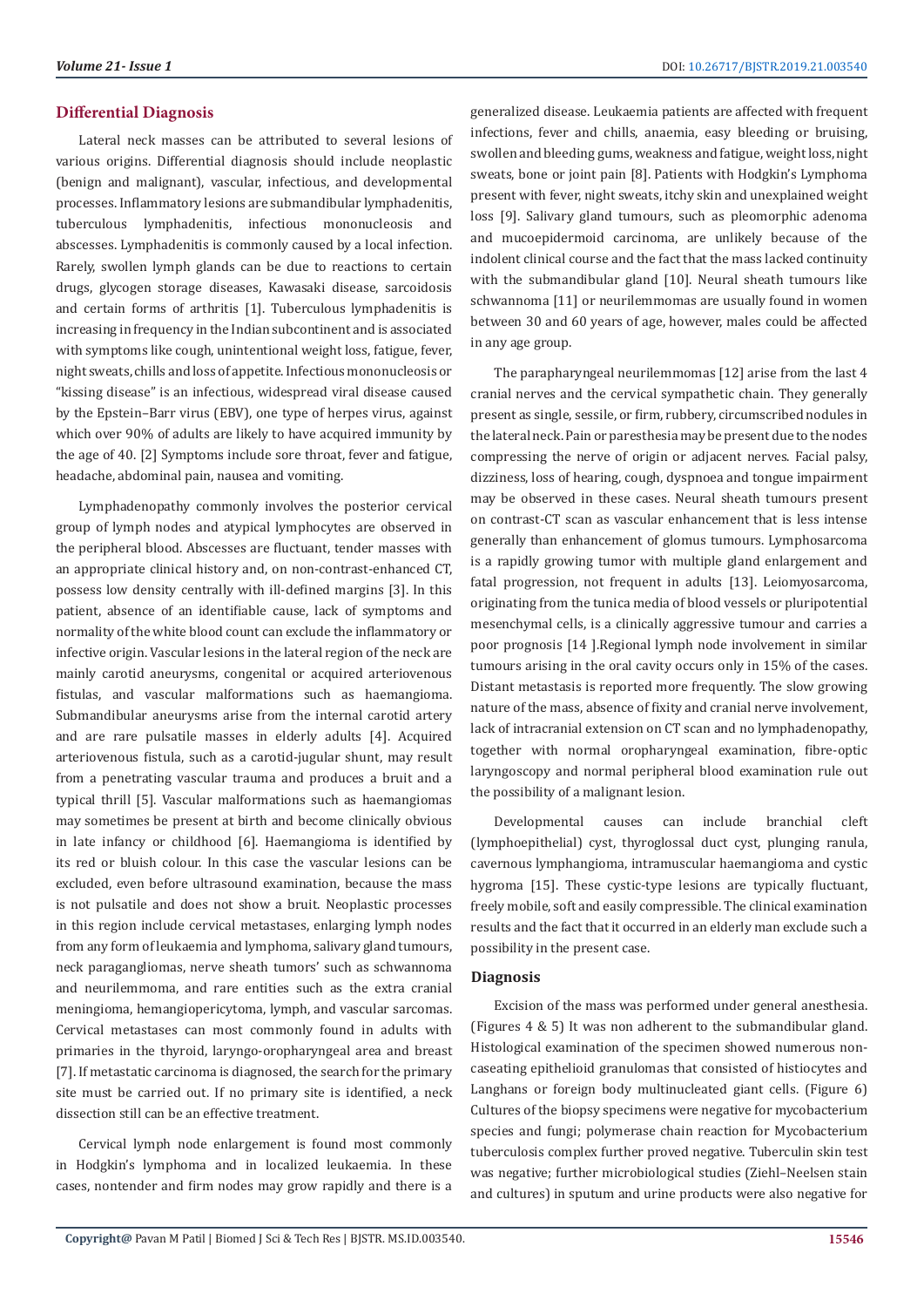## Differential Diagnosis

Lateral neck masses can be attributed to several lesions of various origins. Differential diagnosis should include neoplastic (benign and malignant), vascular, infectious, and developmental processes. Inflammatory lesions are submandibular lymphadenitis, tuberculous lymphadenitis, infectious mononucleosis and abscesses. Lymphadenitis is commonly caused by a local infection. Rarely, swollen lymph glands can be due to reactions to certain drugs, glycogen storage diseases, Kawasaki disease, sarcoidosis and certain forms of arthritis [1]. Tuberculous lymphadenitis is increasing in frequency in the Indian subcontinent and is associated with symptoms like cough, unintentional weight loss, fatigue, fever, night sweats, chills and loss of appetite. Infectious mononucleosis or "kissing disease" is an infectious, widespread viral disease caused by the Epstein–Barr virus (EBV), one type of herpes virus, against which over 90% of adults are likely to have acquired immunity by the age of 40. [2] Symptoms include sore throat, fever and fatigue, headache, abdominal pain, nausea and vomiting.

Lymphadenopathy commonly involves the posterior cervical group of lymph nodes and atypical lymphocytes are observed in the peripheral blood. Abscesses are fluctuant, tender masses with an appropriate clinical history and, on non-contrast-enhanced CT, possess low density centrally with ill-defined margins [3]. In this patient, absence of an identifiable cause, lack of symptoms and normality of the white blood count can exclude the inflammatory or infective origin. Vascular lesions in the lateral region of the neck are mainly carotid aneurysms, congenital or acquired arteriovenous fistulas, and vascular malformations such as haemangioma. Submandibular aneurysms arise from the internal carotid artery and are rare pulsatile masses in elderly adults [4]. Acquired arteriovenous fistula, such as a carotid-jugular shunt, may result from a penetrating vascular trauma and produces a bruit and a typical thrill [5]. Vascular malformations such as haemangiomas may sometimes be present at birth and become clinically obvious in late infancy or childhood [6]. Haemangioma is identified by its red or bluish colour. In this case the vascular lesions can be excluded, even before ultrasound examination, because the mass is not pulsatile and does not show a bruit. Neoplastic processes in this region include cervical metastases, enlarging lymph nodes from any form of leukaemia and lymphoma, salivary gland tumours, neck paragangliomas, nerve sheath tumors' such as schwannoma and neurilemmoma, and rare entities such as the extra cranial meningioma, hemangiopericytoma, lymph, and vascular sarcomas. Cervical metastases can most commonly found in adults with primaries in the thyroid, laryngo-oropharyngeal area and breast [7]. If metastatic carcinoma is diagnosed, the search for the primary site must be carried out. If no primary site is identified, a neck dissection still can be an effective treatment.

Cervical lymph node enlargement is found most commonly in Hodgkin's lymphoma and in localized leukaemia. In these cases, nontender and firm nodes may grow rapidly and there is a generalized disease. Leukaemia patients are affected with frequent infections, fever and chills, anaemia, easy bleeding or bruising, swollen and bleeding gums, weakness and fatigue, weight loss, night sweats, bone or joint pain [8]. Patients with Hodgkin's Lymphoma present with fever, night sweats, itchy skin and unexplained weight loss [9]. Salivary gland tumours, such as pleomorphic adenoma and mucoepidermoid carcinoma, are unlikely because of the indolent clinical course and the fact that the mass lacked continuity with the submandibular gland [10]. Neural sheath tumours like schwannoma [11] or neurilemmomas are usually found in women between 30 and 60 years of age, however, males could be affected in any age group.

The parapharyngeal neurilemmomas [12] arise from the last 4 cranial nerves and the cervical sympathetic chain. They generally present as single, sessile, or firm, rubbery, circumscribed nodules in the lateral neck. Pain or paresthesia may be present due to the nodes compressing the nerve of origin or adjacent nerves. Facial palsy, dizziness, loss of hearing, cough, dyspnoea and tongue impairment may be observed in these cases. Neural sheath tumours present on contrast-CT scan as vascular enhancement that is less intense generally than enhancement of glomus tumours. Lymphosarcoma is a rapidly growing tumor with multiple gland enlargement and fatal progression, not frequent in adults [13]. Leiomyosarcoma, originating from the tunica media of blood vessels or pluripotential mesenchymal cells, is a clinically aggressive tumour and carries a poor prognosis [14 ].Regional lymph node involvement in similar tumours arising in the oral cavity occurs only in 15% of the cases. Distant metastasis is reported more frequently. The slow growing nature of the mass, absence of fixity and cranial nerve involvement, lack of intracranial extension on CT scan and no lymphadenopathy, together with normal oropharyngeal examination, fibre-optic laryngoscopy and normal peripheral blood examination rule out the possibility of a malignant lesion.

Developmental causes can include branchial cleft (lymphoepithelial) cyst, thyroglossal duct cyst, plunging ranula, cavernous lymphangioma, intramuscular haemangioma and cystic hygroma [15]. These cystic-type lesions are typically fluctuant, freely mobile, soft and easily compressible. The clinical examination results and the fact that it occurred in an elderly man exclude such a possibility in the present case.

## Diagnosis

Excision of the mass was performed under general anesthesia. (Figures 4 & 5) It was non adherent to the submandibular gland. Histological examination of the specimen showed numerous non-caseating epithelioid granulomas that consisted of histiocytes and Langhans or foreign body multinucleated giant cells. (Figure 6) Cultures of the biopsy specimens were negative for mycobacterium species and fungi; polymerase chain reaction for Mycobacterium tuberculosis complex further proved negative. Tuberculin skin test was negative; further microbiological studies (Ziehl–Neelsen stain and cultures) in sputum and urine products were also negative for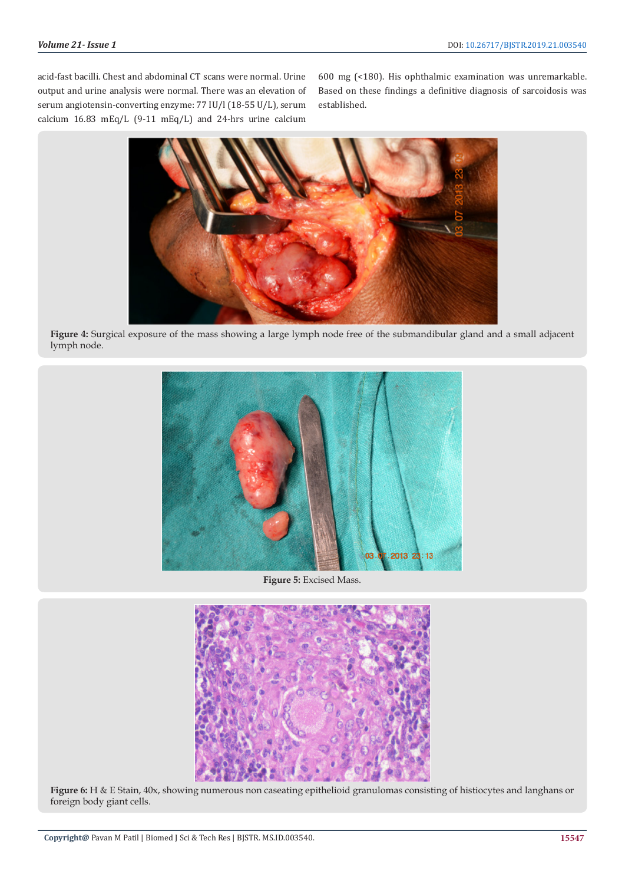acid-fast bacilli. Chest and abdominal CT scans were normal. Urine output and urine analysis were normal. There was an elevation of serum angiotensin-converting enzyme: 77 IU/l (18-55 U/L), serum calcium 16.83 mEq/L (9-11 mEq/L) and 24-hrs urine calcium 600 mg (<180). His ophthalmic examination was unremarkable. Based on these findings a definitive diagnosis of sarcoidosis was established.

**Figure 4:** Surgical exposure of the mass showing a large lymph node free of the submandibular gland and a small adjacent lymph node.

**Figure 5:** Excised Mass.

**Figure 6:** H & E Stain, 40x, showing numerous non caseating epithelioid granulomas consisting of histiocytes and langhans or foreign body giant cells.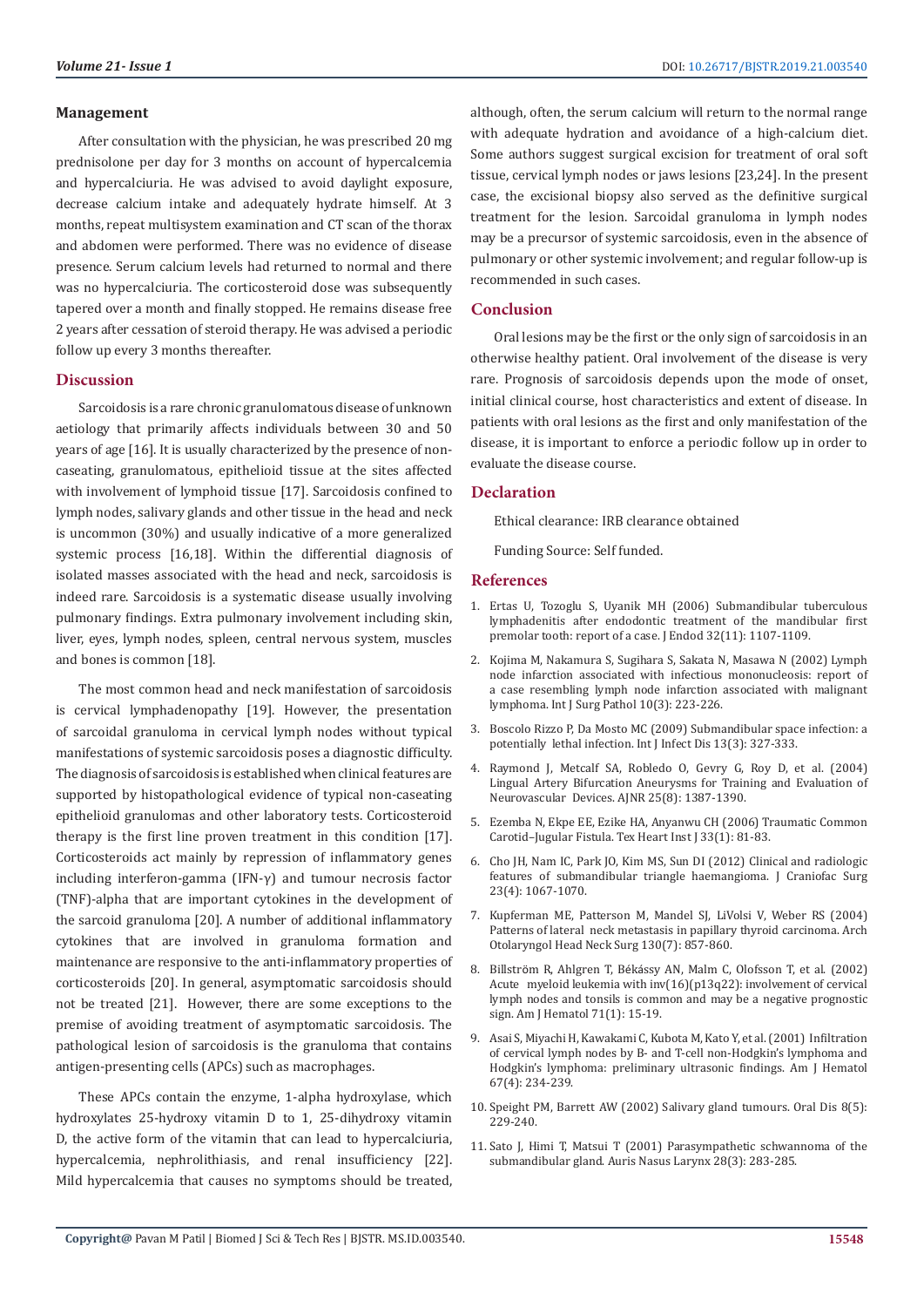## Management

After consultation with the physician, he was prescribed 20 mg prednisolone per day for 3 months on account of hypercalcemia and hypercalciuria. He was advised to avoid daylight exposure, decrease calcium intake and adequately hydrate himself. At 3 months, repeat multisystem examination and CT scan of the thorax and abdomen were performed. There was no evidence of disease presence. Serum calcium levels had returned to normal and there was no hypercalciuria. The corticosteroid dose was subsequently tapered over a month and finally stopped. He remains disease free 2 years after cessation of steroid therapy. He was advised a periodic follow up every 3 months thereafter.

## Discussion

Sarcoidosis is a rare chronic granulomatous disease of unknown aetiology that primarily affects individuals between 30 and 50 years of age [16]. It is usually characterized by the presence of non-caseating, granulomatous, epithelioid tissue at the sites affected with involvement of lymphoid tissue [17]. Sarcoidosis confined to lymph nodes, salivary glands and other tissue in the head and neck is uncommon (30%) and usually indicative of a more generalized systemic process [16,18]. Within the differential diagnosis of isolated masses associated with the head and neck, sarcoidosis is indeed rare. Sarcoidosis is a systematic disease usually involving pulmonary findings. Extra pulmonary involvement including skin, liver, eyes, lymph nodes, spleen, central nervous system, muscles and bones is common [18].

The most common head and neck manifestation of sarcoidosis is cervical lymphadenopathy [19]. However, the presentation of sarcoidal granuloma in cervical lymph nodes without typical manifestations of systemic sarcoidosis poses a diagnostic difficulty. The diagnosis of sarcoidosis is established when clinical features are supported by histopathological evidence of typical non-caseating epithelioid granulomas and other laboratory tests. Corticosteroid therapy is the first line proven treatment in this condition [17]. Corticosteroids act mainly by repression of inflammatory genes including interferon-gamma (IFN-γ) and tumour necrosis factor (TNF)-alpha that are important cytokines in the development of the sarcoid granuloma [20]. A number of additional inflammatory cytokines that are involved in granuloma formation and maintenance are responsive to the anti-inflammatory properties of corticosteroids [20]. In general, asymptomatic sarcoidosis should not be treated [21]. However, there are some exceptions to the premise of avoiding treatment of asymptomatic sarcoidosis. The pathological lesion of sarcoidosis is the granuloma that contains antigen-presenting cells (APCs) such as macrophages.

These APCs contain the enzyme, 1-alpha hydroxylase, which hydroxylates 25-hydroxy vitamin D to 1, 25-dihydroxy vitamin D, the active form of the vitamin that can lead to hypercalciuria, hypercalcemia, nephrolithiasis, and renal insufficiency [22]. Mild hypercalcemia that causes no symptoms should be treated, although, often, the serum calcium will return to the normal range with adequate hydration and avoidance of a high-calcium diet. Some authors suggest surgical excision for treatment of oral soft tissue, cervical lymph nodes or jaws lesions [23,24]. In the present case, the excisional biopsy also served as the definitive surgical treatment for the lesion. Sarcoidal granuloma in lymph nodes may be a precursor of systemic sarcoidosis, even in the absence of pulmonary or other systemic involvement; and regular follow-up is recommended in such cases.

## Conclusion

Oral lesions may be the first or the only sign of sarcoidosis in an otherwise healthy patient. Oral involvement of the disease is very rare. Prognosis of sarcoidosis depends upon the mode of onset, initial clinical course, host characteristics and extent of disease. In patients with oral lesions as the first and only manifestation of the disease, it is important to enforce a periodic follow up in order to evaluate the disease course.

## Declaration

Ethical clearance: IRB clearance obtained

Funding Source: Self funded.

## References

1. Ertas U, Tozoglu S, Uyanik MH (2006) Submandibular tuberculous lymphadenitis after endodontic treatment of the mandibular first premolar tooth: report of a case. J Endod 32(11): 1107-1109.
2. Kojima M, Nakamura S, Sugihara S, Sakata N, Masawa N (2002) Lymph node infarction associated with infectious mononucleosis: report of a case resembling lymph node infarction associated with malignant lymphoma. Int J Surg Pathol 10(3): 223-226.
3. Boscolo Rizzo P, Da Mosto MC (2009) Submandibular space infection: a potentially lethal infection. Int J Infect Dis 13(3): 327-333.
4. Raymond J, Metcalf SA, Robledo O, Gevry G, Roy D, et al. (2004) Lingual Artery Bifurcation Aneurysms for Training and Evaluation of Neurovascular Devices. AJNR 25(8): 1387-1390.
5. Ezemba N, Ekpe EE, Ezike HA, Anyanwu CH (2006) Traumatic Common Carotid–Jugular Fistula. Tex Heart Inst J 33(1): 81-83.
6. Cho JH, Nam IC, Park JO, Kim MS, Sun DI (2012) Clinical and radiologic features of submandibular triangle haemangioma. J Craniofac Surg 23(4): 1067-1070.
7. Kupferman ME, Patterson M, Mandel SJ, LiVolsi V, Weber RS (2004) Patterns of lateral neck metastasis in papillary thyroid carcinoma. Arch Otolaryngol Head Neck Surg 130(7): 857-860.
8. Billström R, Ahlgren T, Békássy AN, Malm C, Olofsson T, et al. (2002) Acute myeloid leukemia with inv(16)(p13q22): involvement of cervical lymph nodes and tonsils is common and may be a negative prognostic sign. Am J Hematol 71(1): 15-19.
9. Asai S, Miyachi H, Kawakami C, Kubota M, Kato Y, et al. (2001) Infiltration of cervical lymph nodes by B- and T-cell non-Hodgkin's lymphoma and Hodgkin's lymphoma: preliminary ultrasonic findings. Am J Hematol 67(4): 234-239.
10. Speight PM, Barrett AW (2002) Salivary gland tumours. Oral Dis 8(5): 229-240.
11. Sato J, Himi T, Matsui T (2001) Parasympathetic schwannoma of the submandibular gland. Auris Nasus Larynx 28(3): 283-285.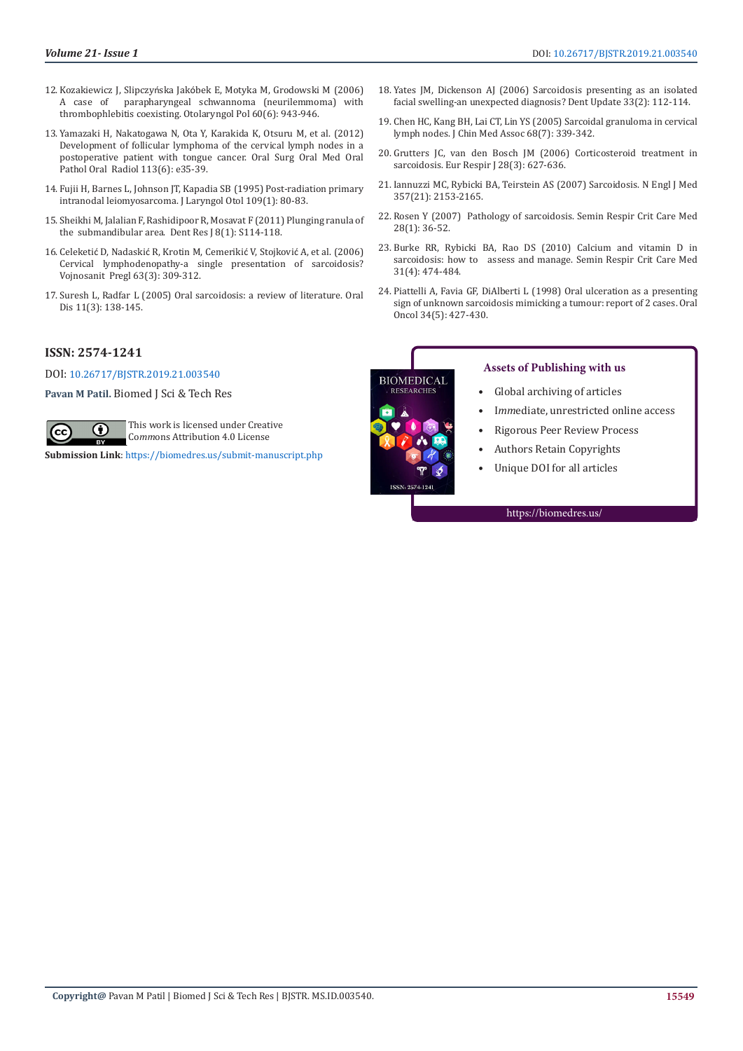12. Kozakiewicz J, Slipczyńska Jakóbek E, Motyka M, Grodowski M (2006) A case of parapharyngeal schwannoma (neurilemmoma) with thrombophlebitis coexisting. Otolaryngol Pol 60(6): 943-946.
13. Yamazaki H, Nakatogawa N, Ota Y, Karakida K, Otsuru M, et al. (2012) Development of follicular lymphoma of the cervical lymph nodes in a postoperative patient with tongue cancer. Oral Surg Oral Med Oral Pathol Oral Radiol 113(6): e35-39.
14. Fujii H, Barnes L, Johnson JT, Kapadia SB (1995) Post-radiation primary intranodal leiomyosarcoma. J Laryngol Otol 109(1): 80-83.
15. Sheikhi M, Jalalian F, Rashidipoor R, Mosavat F (2011) Plunging ranula of the submandibular area. Dent Res J 8(1): S114-118.
16. Celeketić D, Nadaskić R, Krotin M, Cemerikić V, Stojković A, et al. (2006) Cervical lymphodenopathy-a single presentation of sarcoidosis? Vojnosanit Pregl 63(3): 309-312.
17. Suresh L, Radfar L (2005) Oral sarcoidosis: a review of literature. Oral Dis 11(3): 138-145.
18. Yates JM, Dickenson AJ (2006) Sarcoidosis presenting as an isolated facial swelling-an unexpected diagnosis? Dent Update 33(2): 112-114.
19. Chen HC, Kang BH, Lai CT, Lin YS (2005) Sarcoidal granuloma in cervical lymph nodes. J Chin Med Assoc 68(7): 339-342.
20. Grutters JC, van den Bosch JM (2006) Corticosteroid treatment in sarcoidosis. Eur Respir J 28(3): 627-636.
21. Iannuzzi MC, Rybicki BA, Teirstein AS (2007) Sarcoidosis. N Engl J Med 357(21): 2153-2165.
22. Rosen Y (2007) Pathology of sarcoidosis. Semin Respir Crit Care Med 28(1): 36-52.
23. Burke RR, Rybicki BA, Rao DS (2010) Calcium and vitamin D in sarcoidosis: how to assess and manage. Semin Respir Crit Care Med 31(4): 474-484.
24. Piattelli A, Favia GF, DiAlberti L (1998) Oral ulceration as a presenting sign of unknown sarcoidosis mimicking a tumour: report of 2 cases. Oral Oncol 34(5): 427-430.

**ISSN: 2574-1241**

DOI: 10.26717/BJSTR.2019.21.003540

**Pavan M Patil.** Biomed J Sci & Tech Res

This work is licensed under Creative Commons Attribution 4.0 License

**Submission Link**: https://biomedres.us/submit-manuscript.php

**Assets of Publishing with us**

- Global archiving of articles
- Immediate, unrestricted online access
- Rigorous Peer Review Process
- Authors Retain Copyrights
- Unique DOI for all articles

https://biomedres.us/